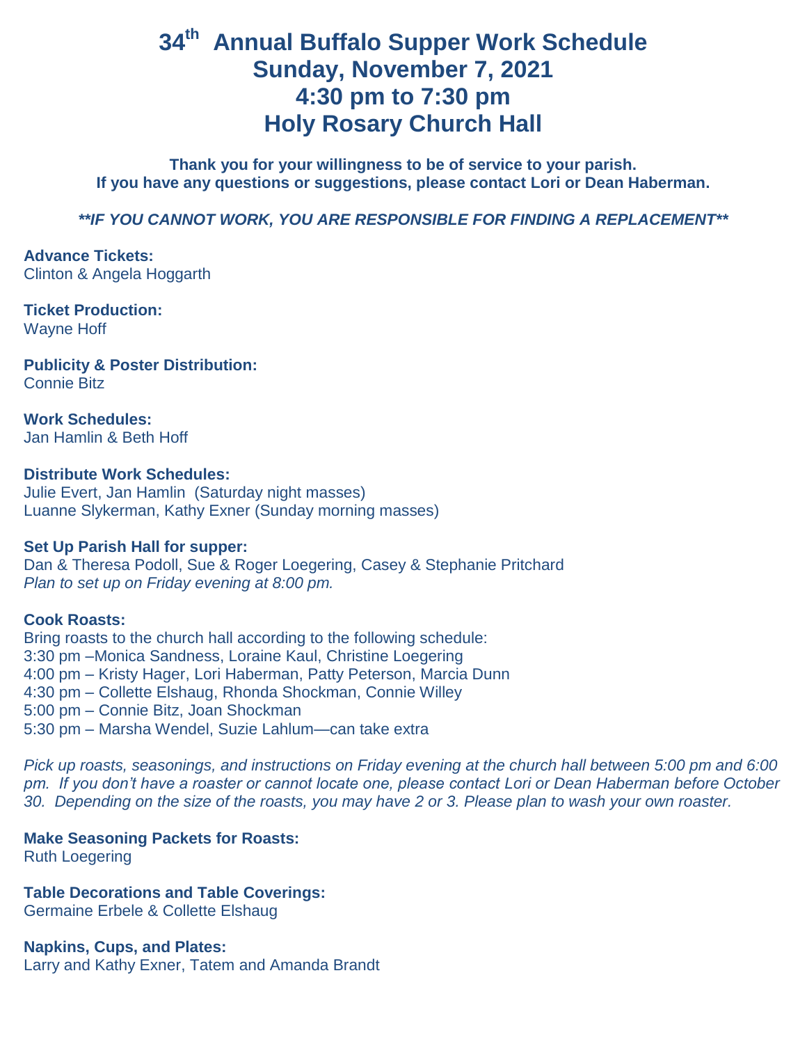# 34th Annual Buffalo Supper Work Schedule
# Sunday, November 7, 2021
# 4:30 pm to 7:30 pm
# Holy Rosary Church Hall

**Thank you for your willingness to be of service to your parish.**
**If you have any questions or suggestions, please contact Lori or Dean Haberman.**

***\*\*IF YOU CANNOT WORK, YOU ARE RESPONSIBLE FOR FINDING A REPLACEMENT\*\****

**Advance Tickets:**
Clinton & Angela Hoggarth

**Ticket Production:**
Wayne Hoff

**Publicity & Poster Distribution:**
Connie Bitz

**Work Schedules:**
Jan Hamlin & Beth Hoff

**Distribute Work Schedules:**
Julie Evert, Jan Hamlin (Saturday night masses)
Luanne Slykerman, Kathy Exner (Sunday morning masses)

**Set Up Parish Hall for supper:**
Dan & Theresa Podoll, Sue & Roger Loegering, Casey & Stephanie Pritchard
*Plan to set up on Friday evening at 8:00 pm.*

**Cook Roasts:**
Bring roasts to the church hall according to the following schedule:
3:30 pm –Monica Sandness, Loraine Kaul, Christine Loegering
4:00 pm – Kristy Hager, Lori Haberman, Patty Peterson, Marcia Dunn
4:30 pm – Collette Elshaug, Rhonda Shockman, Connie Willey
5:00 pm – Connie Bitz, Joan Shockman
5:30 pm – Marsha Wendel, Suzie Lahlum—can take extra

*Pick up roasts, seasonings, and instructions on Friday evening at the church hall between 5:00 pm and 6:00 pm. If you don't have a roaster or cannot locate one, please contact Lori or Dean Haberman before October 30. Depending on the size of the roasts, you may have 2 or 3. Please plan to wash your own roaster.*

**Make Seasoning Packets for Roasts:**
Ruth Loegering

**Table Decorations and Table Coverings:**
Germaine Erbele & Collette Elshaug

**Napkins, Cups, and Plates:**
Larry and Kathy Exner, Tatem and Amanda Brandt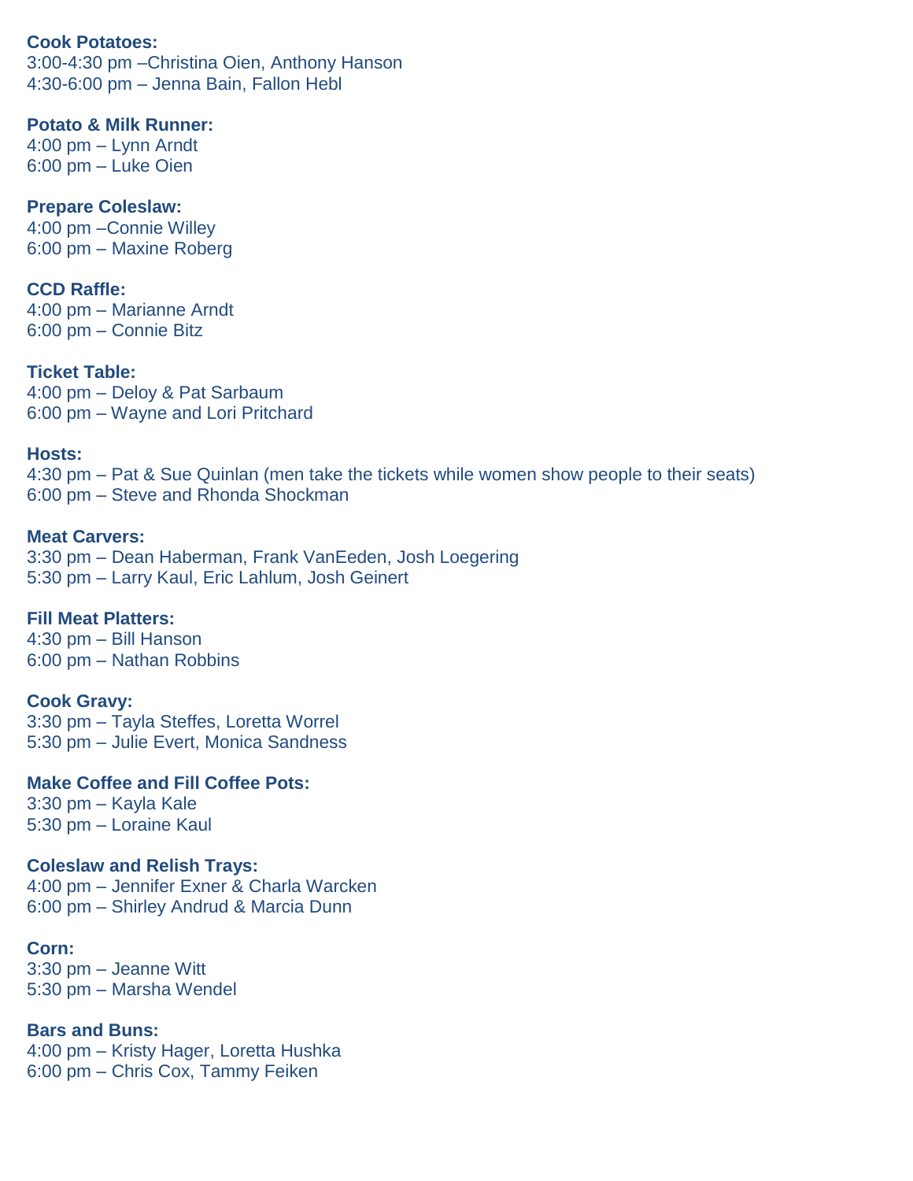**Cook Potatoes:**
3:00-4:30 pm –Christina Oien, Anthony Hanson
4:30-6:00 pm – Jenna Bain, Fallon Hebl

**Potato & Milk Runner:**
4:00 pm – Lynn Arndt
6:00 pm – Luke Oien

**Prepare Coleslaw:**
4:00 pm –Connie Willey
6:00 pm – Maxine Roberg

**CCD Raffle:**
4:00 pm – Marianne Arndt
6:00 pm – Connie Bitz

**Ticket Table:**
4:00 pm – Deloy & Pat Sarbaum
6:00 pm – Wayne and Lori Pritchard

**Hosts:**
4:30 pm – Pat & Sue Quinlan (men take the tickets while women show people to their seats)
6:00 pm – Steve and Rhonda Shockman

**Meat Carvers:**
3:30 pm – Dean Haberman, Frank VanEeden, Josh Loegering
5:30 pm – Larry Kaul, Eric Lahlum, Josh Geinert

**Fill Meat Platters:**
4:30 pm – Bill Hanson
6:00 pm – Nathan Robbins

**Cook Gravy:**
3:30 pm – Tayla Steffes, Loretta Worrel
5:30 pm – Julie Evert, Monica Sandness

**Make Coffee and Fill Coffee Pots:**
3:30 pm – Kayla Kale
5:30 pm – Loraine Kaul

**Coleslaw and Relish Trays:**
4:00 pm – Jennifer Exner & Charla Warcken
6:00 pm – Shirley Andrud & Marcia Dunn

**Corn:**
3:30 pm – Jeanne Witt
5:30 pm – Marsha Wendel

**Bars and Buns:**
4:00 pm – Kristy Hager, Loretta Hushka
6:00 pm – Chris Cox, Tammy Feiken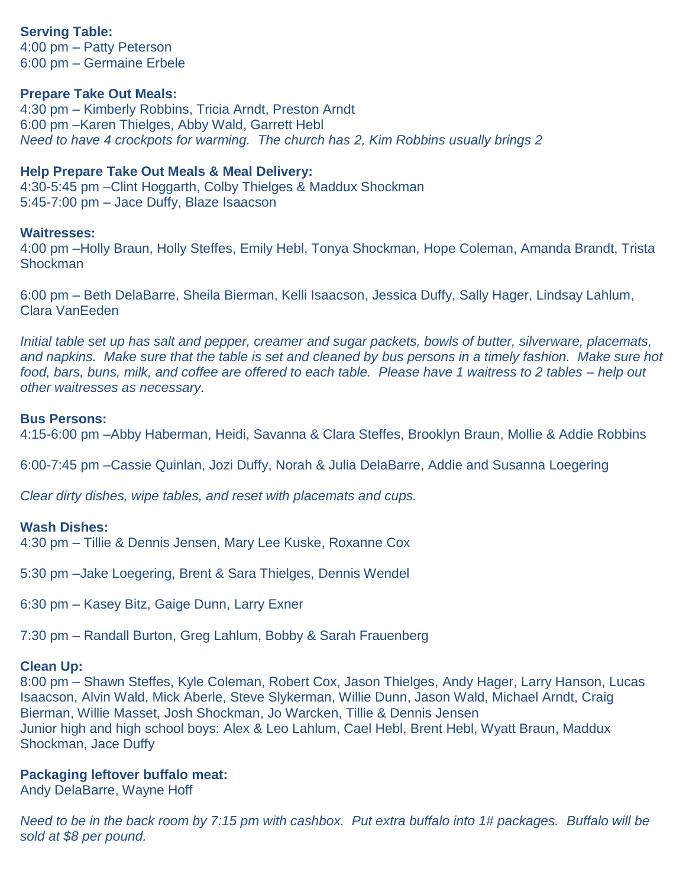**Serving Table:**
4:00 pm – Patty Peterson
6:00 pm – Germaine Erbele

**Prepare Take Out Meals:**
4:30 pm – Kimberly Robbins, Tricia Arndt, Preston Arndt
6:00 pm –Karen Thielges, Abby Wald, Garrett Hebl
*Need to have 4 crockpots for warming. The church has 2, Kim Robbins usually brings 2*

**Help Prepare Take Out Meals & Meal Delivery:**
4:30-5:45 pm –Clint Hoggarth, Colby Thielges & Maddux Shockman
5:45-7:00 pm – Jace Duffy, Blaze Isaacson

**Waitresses:**
4:00 pm –Holly Braun, Holly Steffes, Emily Hebl, Tonya Shockman, Hope Coleman, Amanda Brandt, Trista Shockman

6:00 pm – Beth DelaBarre, Sheila Bierman, Kelli Isaacson, Jessica Duffy, Sally Hager, Lindsay Lahlum, Clara VanEeden

*Initial table set up has salt and pepper, creamer and sugar packets, bowls of butter, silverware, placemats, and napkins. Make sure that the table is set and cleaned by bus persons in a timely fashion. Make sure hot food, bars, buns, milk, and coffee are offered to each table. Please have 1 waitress to 2 tables – help out other waitresses as necessary.*

**Bus Persons:**
4:15-6:00 pm –Abby Haberman, Heidi, Savanna & Clara Steffes, Brooklyn Braun, Mollie & Addie Robbins

6:00-7:45 pm –Cassie Quinlan, Jozi Duffy, Norah & Julia DelaBarre, Addie and Susanna Loegering

*Clear dirty dishes, wipe tables, and reset with placemats and cups.*

**Wash Dishes:**
4:30 pm – Tillie & Dennis Jensen, Mary Lee Kuske, Roxanne Cox

5:30 pm –Jake Loegering, Brent & Sara Thielges, Dennis Wendel

6:30 pm – Kasey Bitz, Gaige Dunn, Larry Exner

7:30 pm – Randall Burton, Greg Lahlum, Bobby & Sarah Frauenberg

**Clean Up:**
8:00 pm – Shawn Steffes, Kyle Coleman, Robert Cox, Jason Thielges, Andy Hager, Larry Hanson, Lucas Isaacson, Alvin Wald, Mick Aberle, Steve Slykerman, Willie Dunn, Jason Wald, Michael Arndt, Craig Bierman, Willie Masset, Josh Shockman, Jo Warcken, Tillie & Dennis Jensen
Junior high and high school boys: Alex & Leo Lahlum, Cael Hebl, Brent Hebl, Wyatt Braun, Maddux Shockman, Jace Duffy

**Packaging leftover buffalo meat:**
Andy DelaBarre, Wayne Hoff

*Need to be in the back room by 7:15 pm with cashbox. Put extra buffalo into 1# packages. Buffalo will be sold at $8 per pound.*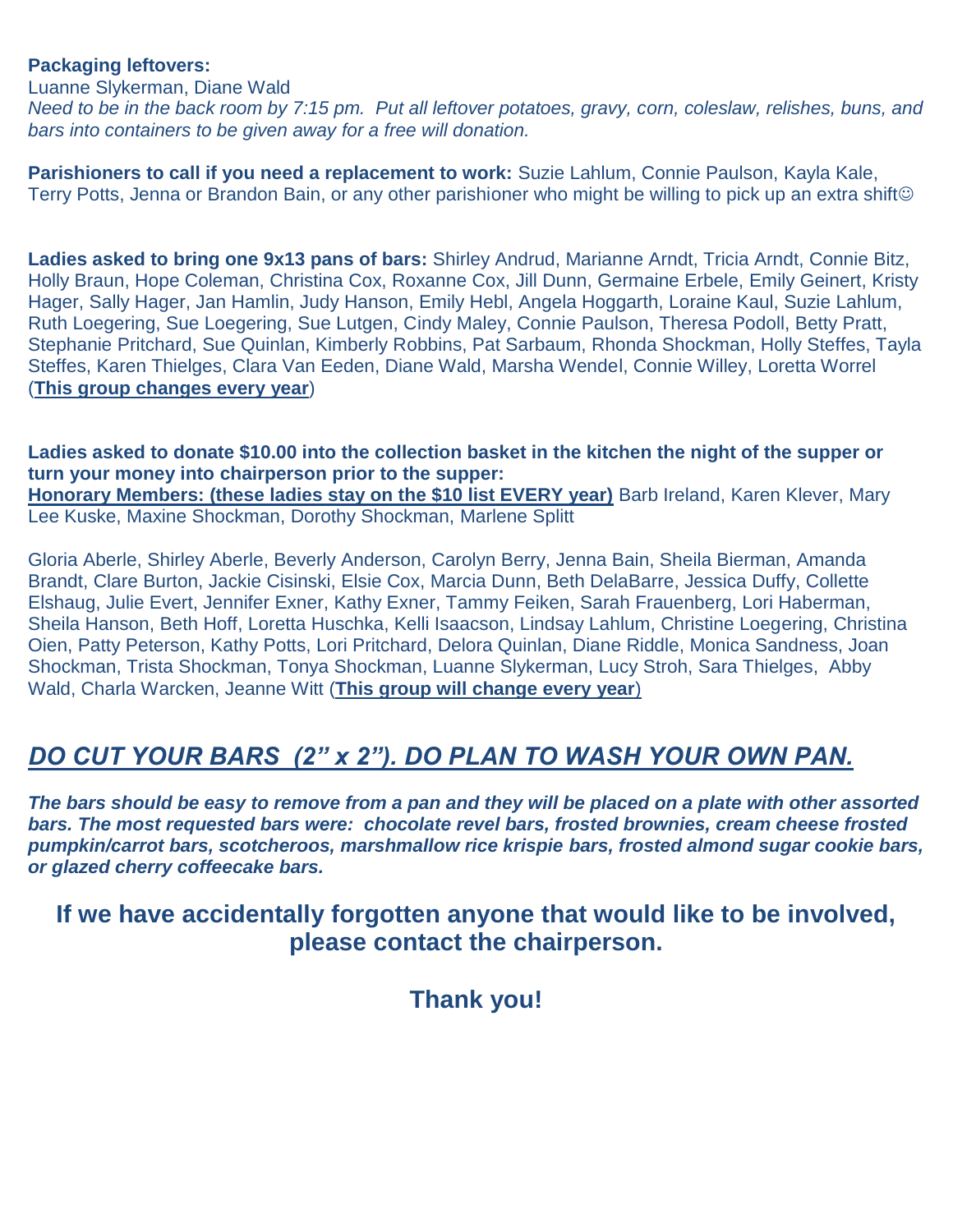**Packaging leftovers:**
Luanne Slykerman, Diane Wald
*Need to be in the back room by 7:15 pm. Put all leftover potatoes, gravy, corn, coleslaw, relishes, buns, and bars into containers to be given away for a free will donation.*

**Parishioners to call if you need a replacement to work:** Suzie Lahlum, Connie Paulson, Kayla Kale, Terry Potts, Jenna or Brandon Bain, or any other parishioner who might be willing to pick up an extra shift☺

**Ladies asked to bring one 9x13 pans of bars:** Shirley Andrud, Marianne Arndt, Tricia Arndt, Connie Bitz, Holly Braun, Hope Coleman, Christina Cox, Roxanne Cox, Jill Dunn, Germaine Erbele, Emily Geinert, Kristy Hager, Sally Hager, Jan Hamlin, Judy Hanson, Emily Hebl, Angela Hoggarth, Loraine Kaul, Suzie Lahlum, Ruth Loegering, Sue Loegering, Sue Lutgen, Cindy Maley, Connie Paulson, Theresa Podoll, Betty Pratt, Stephanie Pritchard, Sue Quinlan, Kimberly Robbins, Pat Sarbaum, Rhonda Shockman, Holly Steffes, Tayla Steffes, Karen Thielges, Clara Van Eeden, Diane Wald, Marsha Wendel, Connie Willey, Loretta Worrel (**This group changes every year**)

**Ladies asked to donate $10.00 into the collection basket in the kitchen the night of the supper or turn your money into chairperson prior to the supper:**
**Honorary Members: (these ladies stay on the $10 list EVERY year)** Barb Ireland, Karen Klever, Mary Lee Kuske, Maxine Shockman, Dorothy Shockman, Marlene Splitt

Gloria Aberle, Shirley Aberle, Beverly Anderson, Carolyn Berry, Jenna Bain, Sheila Bierman, Amanda Brandt, Clare Burton, Jackie Cisinski, Elsie Cox, Marcia Dunn, Beth DelaBarre, Jessica Duffy, Collette Elshaug, Julie Evert, Jennifer Exner, Kathy Exner, Tammy Feiken, Sarah Frauenberg, Lori Haberman, Sheila Hanson, Beth Hoff, Loretta Huschka, Kelli Isaacson, Lindsay Lahlum, Christine Loegering, Christina Oien, Patty Peterson, Kathy Potts, Lori Pritchard, Delora Quinlan, Diane Riddle, Monica Sandness, Joan Shockman, Trista Shockman, Tonya Shockman, Luanne Slykerman, Lucy Stroh, Sara Thielges, Abby Wald, Charla Warcken, Jeanne Witt (**This group will change every year**)

## *DO CUT YOUR BARS (2" x 2"). DO PLAN TO WASH YOUR OWN PAN.*

***The bars should be easy to remove from a pan and they will be placed on a plate with other assorted bars. The most requested bars were: chocolate revel bars, frosted brownies, cream cheese frosted pumpkin/carrot bars, scotcheroos, marshmallow rice krispie bars, frosted almond sugar cookie bars, or glazed cherry coffeecake bars.***

**If we have accidentally forgotten anyone that would like to be involved, please contact the chairperson.**

**Thank you!**